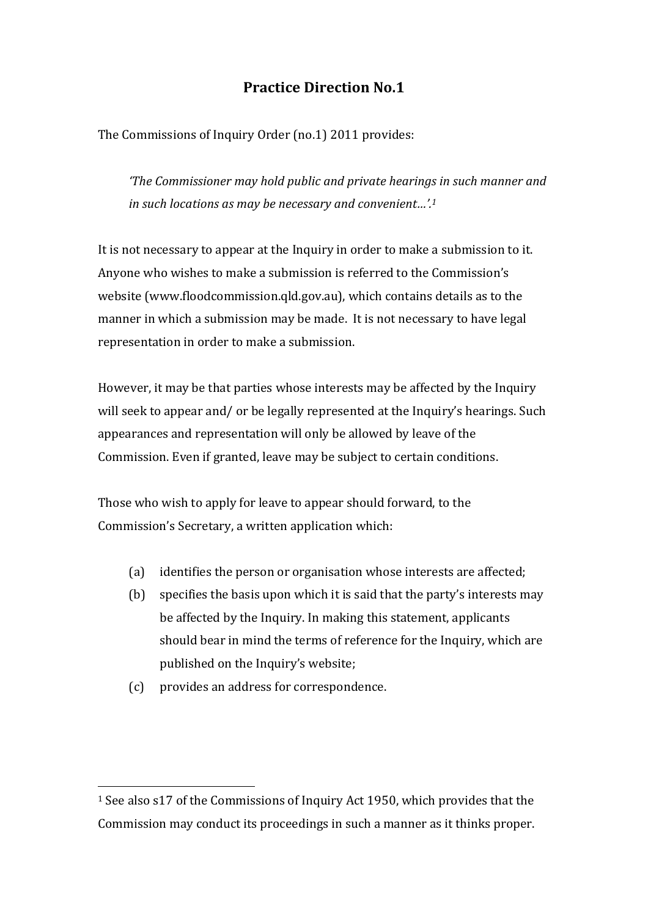# Practice Direction No.1

The Commissions of Inquiry Order (no.1) 2011 provides:

> *'The Commissioner may hold public and private hearings in such manner and in such locations as may be necessary and convenient…'.*[1]

It is not necessary to appear at the Inquiry in order to make a submission to it. Anyone who wishes to make a submission is referred to the Commission's website (www.floodcommission.qld.gov.au), which contains details as to the manner in which a submission may be made. It is not necessary to have legal representation in order to make a submission.

However, it may be that parties whose interests may be affected by the Inquiry will seek to appear and/ or be legally represented at the Inquiry's hearings. Such appearances and representation will only be allowed by leave of the Commission. Even if granted, leave may be subject to certain conditions.

Those who wish to apply for leave to appear should forward, to the Commission's Secretary, a written application which:

(a) identifies the person or organisation whose interests are affected;

(b) specifies the basis upon which it is said that the party's interests may be affected by the Inquiry. In making this statement, applicants should bear in mind the terms of reference for the Inquiry, which are published on the Inquiry's website;

(c) provides an address for correspondence.

---

[1] See also s17 of the Commissions of Inquiry Act 1950, which provides that the Commission may conduct its proceedings in such a manner as it thinks proper.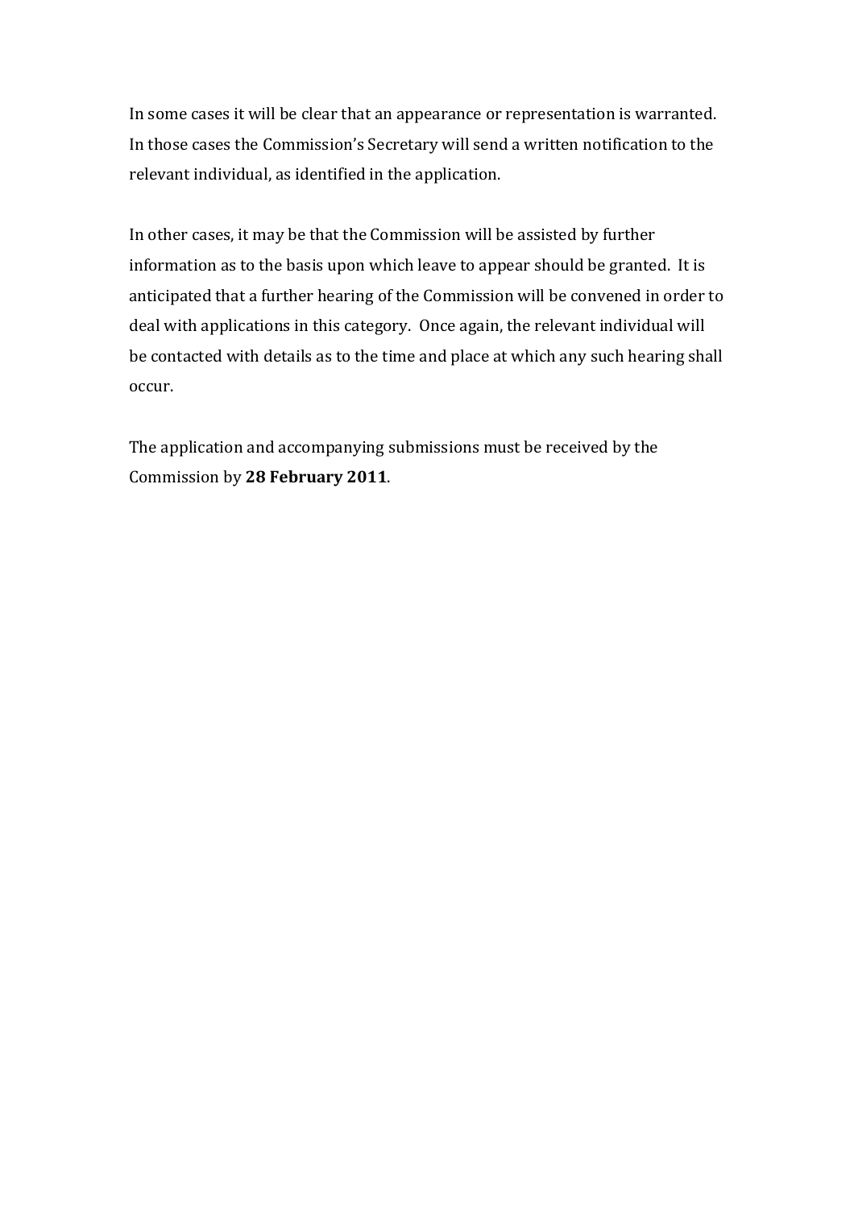In some cases it will be clear that an appearance or representation is warranted. In those cases the Commission's Secretary will send a written notification to the relevant individual, as identified in the application.

In other cases, it may be that the Commission will be assisted by further information as to the basis upon which leave to appear should be granted. It is anticipated that a further hearing of the Commission will be convened in order to deal with applications in this category. Once again, the relevant individual will be contacted with details as to the time and place at which any such hearing shall occur.

The application and accompanying submissions must be received by the Commission by **28 February 2011**.